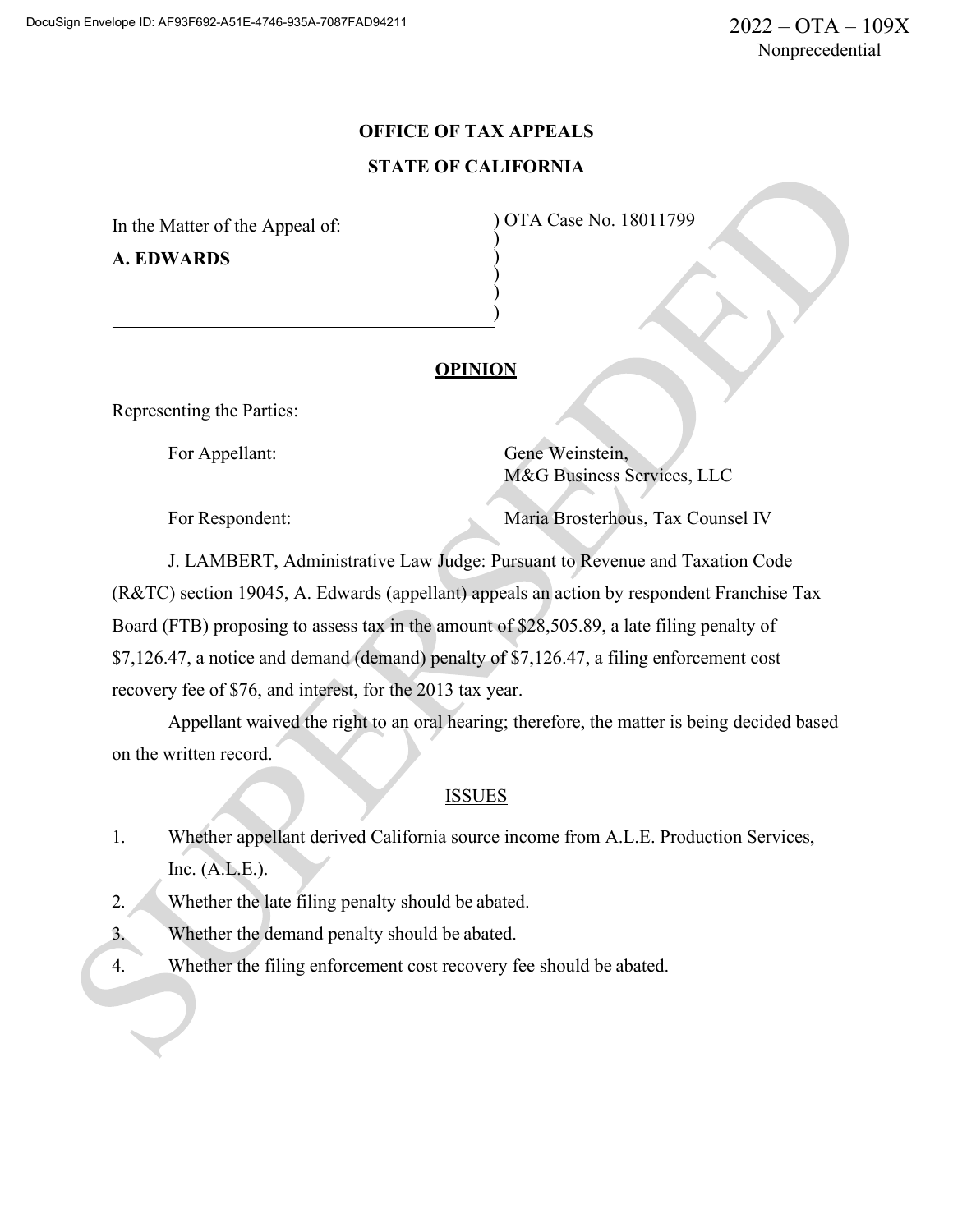DocuSign Envelope ID: AF93F692-A51E-4746-935A-7087FAD94211

2022 – OTA – 109X
Nonprecedential

**OFFICE OF TAX APPEALS**

**STATE OF CALIFORNIA**

In the Matter of the Appeal of:

**A. EDWARDS**

OTA Case No. 18011799

**OPINION**

Representing the Parties:

For Appellant: Gene Weinstein, M&G Business Services, LLC

For Respondent: Maria Brosterhous, Tax Counsel IV

J. LAMBERT, Administrative Law Judge: Pursuant to Revenue and Taxation Code (R&TC) section 19045, A. Edwards (appellant) appeals an action by respondent Franchise Tax Board (FTB) proposing to assess tax in the amount of $28,505.89, a late filing penalty of $7,126.47, a notice and demand (demand) penalty of $7,126.47, a filing enforcement cost recovery fee of $76, and interest, for the 2013 tax year.

Appellant waived the right to an oral hearing; therefore, the matter is being decided based on the written record.

ISSUES

1. Whether appellant derived California source income from A.L.E. Production Services, Inc. (A.L.E.).
2. Whether the late filing penalty should be abated.
3. Whether the demand penalty should be abated.
4. Whether the filing enforcement cost recovery fee should be abated.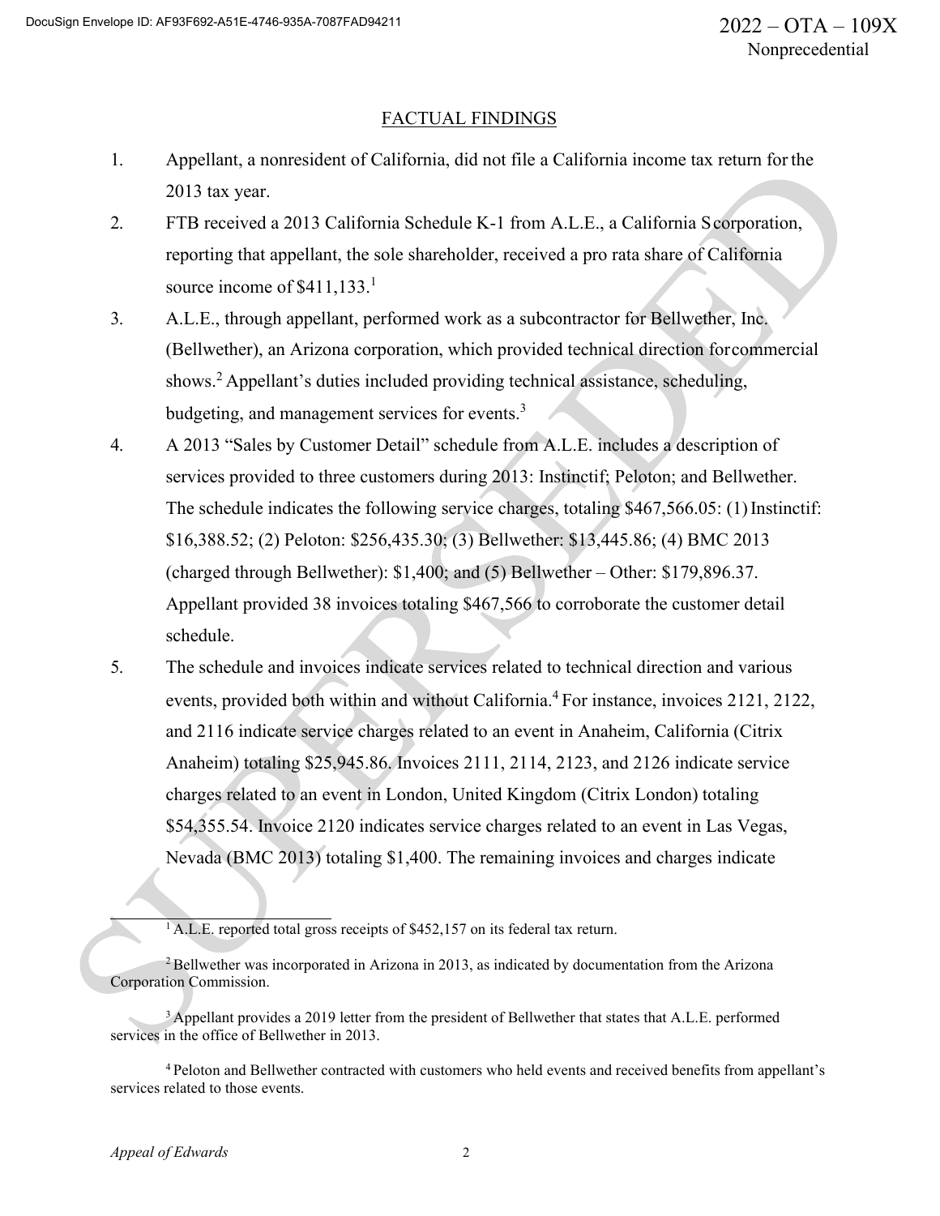## FACTUAL FINDINGS

1. Appellant, a nonresident of California, did not file a California income tax return for the 2013 tax year.
2. FTB received a 2013 California Schedule K-1 from A.L.E., a California S corporation, reporting that appellant, the sole shareholder, received a pro rata share of California source income of $411,133.[1]
3. A.L.E., through appellant, performed work as a subcontractor for Bellwether, Inc. (Bellwether), an Arizona corporation, which provided technical direction for commercial shows.[2] Appellant's duties included providing technical assistance, scheduling, budgeting, and management services for events.[3]
4. A 2013 "Sales by Customer Detail" schedule from A.L.E. includes a description of services provided to three customers during 2013: Instinctif; Peloton; and Bellwether. The schedule indicates the following service charges, totaling $467,566.05: (1) Instinctif: $16,388.52; (2) Peloton: $256,435.30; (3) Bellwether: $13,445.86; (4) BMC 2013 (charged through Bellwether): $1,400; and (5) Bellwether – Other: $179,896.37. Appellant provided 38 invoices totaling $467,566 to corroborate the customer detail schedule.
5. The schedule and invoices indicate services related to technical direction and various events, provided both within and without California.[4] For instance, invoices 2121, 2122, and 2116 indicate service charges related to an event in Anaheim, California (Citrix Anaheim) totaling $25,945.86. Invoices 2111, 2114, 2123, and 2126 indicate service charges related to an event in London, United Kingdom (Citrix London) totaling $54,355.54. Invoice 2120 indicates service charges related to an event in Las Vegas, Nevada (BMC 2013) totaling $1,400. The remaining invoices and charges indicate

---

[1] A.L.E. reported total gross receipts of $452,157 on its federal tax return.

[2] Bellwether was incorporated in Arizona in 2013, as indicated by documentation from the Arizona Corporation Commission.

[3] Appellant provides a 2019 letter from the president of Bellwether that states that A.L.E. performed services in the office of Bellwether in 2013.

[4] Peloton and Bellwether contracted with customers who held events and received benefits from appellant's services related to those events.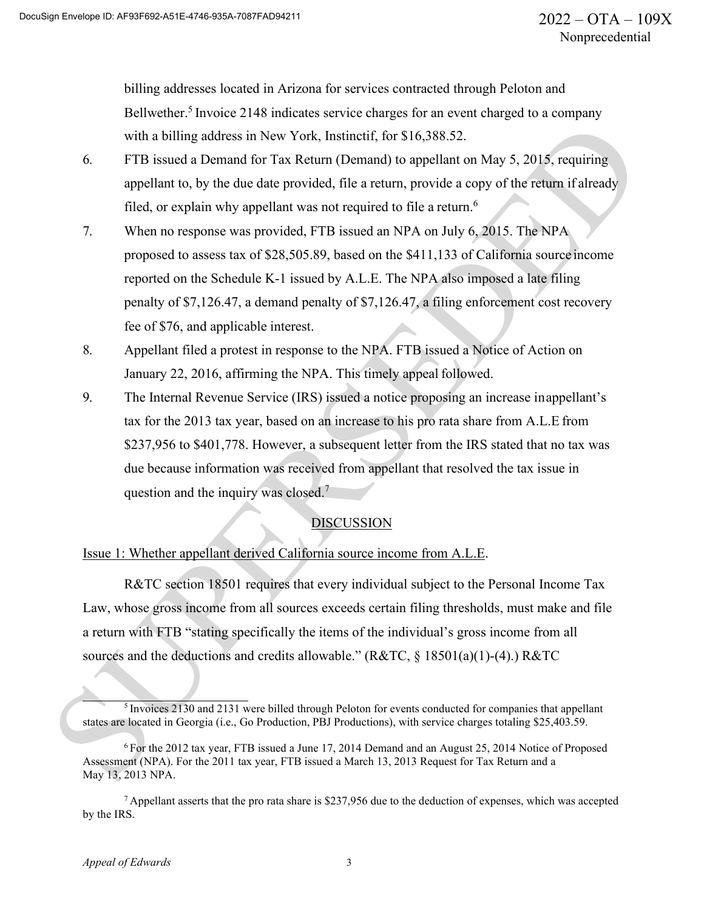billing addresses located in Arizona for services contracted through Peloton and Bellwether.[5] Invoice 2148 indicates service charges for an event charged to a company with a billing address in New York, Instinctif, for $16,388.52.

6. FTB issued a Demand for Tax Return (Demand) to appellant on May 5, 2015, requiring appellant to, by the due date provided, file a return, provide a copy of the return if already filed, or explain why appellant was not required to file a return.[6]

7. When no response was provided, FTB issued an NPA on July 6, 2015. The NPA proposed to assess tax of $28,505.89, based on the $411,133 of California source income reported on the Schedule K-1 issued by A.L.E. The NPA also imposed a late filing penalty of $7,126.47, a demand penalty of $7,126.47, a filing enforcement cost recovery fee of $76, and applicable interest.

8. Appellant filed a protest in response to the NPA. FTB issued a Notice of Action on January 22, 2016, affirming the NPA. This timely appeal followed.

9. The Internal Revenue Service (IRS) issued a notice proposing an increase in appellant's tax for the 2013 tax year, based on an increase to his pro rata share from A.L.E from $237,956 to $401,778. However, a subsequent letter from the IRS stated that no tax was due because information was received from appellant that resolved the tax issue in question and the inquiry was closed.[7]

## DISCUSSION

Issue 1: Whether appellant derived California source income from A.L.E.

R&TC section 18501 requires that every individual subject to the Personal Income Tax Law, whose gross income from all sources exceeds certain filing thresholds, must make and file a return with FTB "stating specifically the items of the individual's gross income from all sources and the deductions and credits allowable." (R&TC, § 18501(a)(1)-(4).) R&TC

---

[5] Invoices 2130 and 2131 were billed through Peloton for events conducted for companies that appellant states are located in Georgia (i.e., Go Production, PBJ Productions), with service charges totaling $25,403.59.

[6] For the 2012 tax year, FTB issued a June 17, 2014 Demand and an August 25, 2014 Notice of Proposed Assessment (NPA). For the 2011 tax year, FTB issued a March 13, 2013 Request for Tax Return and a May 13, 2013 NPA.

[7] Appellant asserts that the pro rata share is $237,956 due to the deduction of expenses, which was accepted by the IRS.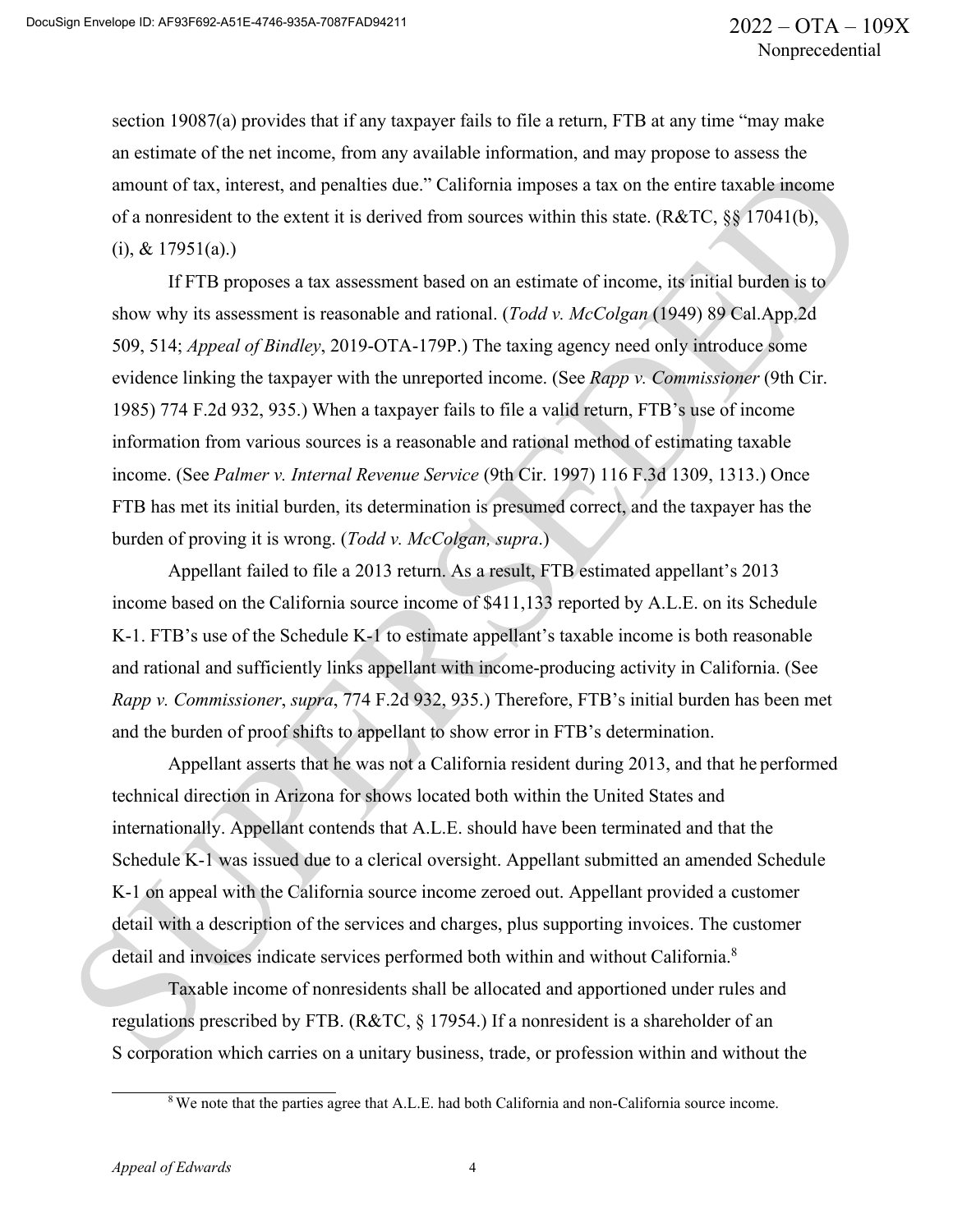section 19087(a) provides that if any taxpayer fails to file a return, FTB at any time "may make an estimate of the net income, from any available information, and may propose to assess the amount of tax, interest, and penalties due." California imposes a tax on the entire taxable income of a nonresident to the extent it is derived from sources within this state. (R&TC, §§ 17041(b), (i), & 17951(a).)

If FTB proposes a tax assessment based on an estimate of income, its initial burden is to show why its assessment is reasonable and rational. (*Todd v. McColgan* (1949) 89 Cal.App.2d 509, 514; *Appeal of Bindley*, 2019-OTA-179P.) The taxing agency need only introduce some evidence linking the taxpayer with the unreported income. (See *Rapp v. Commissioner* (9th Cir. 1985) 774 F.2d 932, 935.) When a taxpayer fails to file a valid return, FTB's use of income information from various sources is a reasonable and rational method of estimating taxable income. (See *Palmer v. Internal Revenue Service* (9th Cir. 1997) 116 F.3d 1309, 1313.) Once FTB has met its initial burden, its determination is presumed correct, and the taxpayer has the burden of proving it is wrong. (*Todd v. McColgan, supra*.)

Appellant failed to file a 2013 return. As a result, FTB estimated appellant's 2013 income based on the California source income of $411,133 reported by A.L.E. on its Schedule K-1. FTB's use of the Schedule K-1 to estimate appellant's taxable income is both reasonable and rational and sufficiently links appellant with income-producing activity in California. (See *Rapp v. Commissioner*, *supra*, 774 F.2d 932, 935.) Therefore, FTB's initial burden has been met and the burden of proof shifts to appellant to show error in FTB's determination.

Appellant asserts that he was not a California resident during 2013, and that he performed technical direction in Arizona for shows located both within the United States and internationally. Appellant contends that A.L.E. should have been terminated and that the Schedule K-1 was issued due to a clerical oversight. Appellant submitted an amended Schedule K-1 on appeal with the California source income zeroed out. Appellant provided a customer detail with a description of the services and charges, plus supporting invoices. The customer detail and invoices indicate services performed both within and without California.[8]

Taxable income of nonresidents shall be allocated and apportioned under rules and regulations prescribed by FTB. (R&TC, § 17954.) If a nonresident is a shareholder of an S corporation which carries on a unitary business, trade, or profession within and without the

[8] We note that the parties agree that A.L.E. had both California and non-California source income.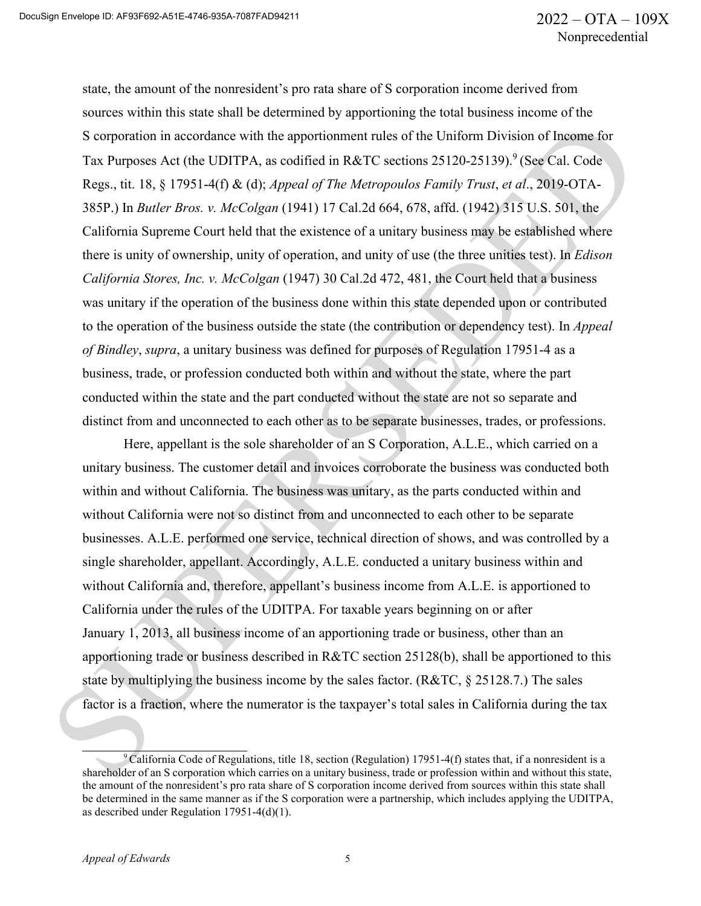state, the amount of the nonresident's pro rata share of S corporation income derived from sources within this state shall be determined by apportioning the total business income of the S corporation in accordance with the apportionment rules of the Uniform Division of Income for Tax Purposes Act (the UDITPA, as codified in R&TC sections 25120-25139).[9] (See Cal. Code Regs., tit. 18, § 17951-4(f) & (d); *Appeal of The Metropoulos Family Trust*, *et al*., 2019-OTA-385P.) In *Butler Bros. v. McColgan* (1941) 17 Cal.2d 664, 678, affd. (1942) 315 U.S. 501, the California Supreme Court held that the existence of a unitary business may be established where there is unity of ownership, unity of operation, and unity of use (the three unities test). In *Edison California Stores, Inc. v. McColgan* (1947) 30 Cal.2d 472, 481, the Court held that a business was unitary if the operation of the business done within this state depended upon or contributed to the operation of the business outside the state (the contribution or dependency test). In *Appeal of Bindley*, *supra*, a unitary business was defined for purposes of Regulation 17951-4 as a business, trade, or profession conducted both within and without the state, where the part conducted within the state and the part conducted without the state are not so separate and distinct from and unconnected to each other as to be separate businesses, trades, or professions.

Here, appellant is the sole shareholder of an S Corporation, A.L.E., which carried on a unitary business. The customer detail and invoices corroborate the business was conducted both within and without California. The business was unitary, as the parts conducted within and without California were not so distinct from and unconnected to each other to be separate businesses. A.L.E. performed one service, technical direction of shows, and was controlled by a single shareholder, appellant. Accordingly, A.L.E. conducted a unitary business within and without California and, therefore, appellant's business income from A.L.E. is apportioned to California under the rules of the UDITPA. For taxable years beginning on or after January 1, 2013, all business income of an apportioning trade or business, other than an apportioning trade or business described in R&TC section 25128(b), shall be apportioned to this state by multiplying the business income by the sales factor. (R&TC, § 25128.7.) The sales factor is a fraction, where the numerator is the taxpayer's total sales in California during the tax

---

[9] California Code of Regulations, title 18, section (Regulation) 17951-4(f) states that, if a nonresident is a shareholder of an S corporation which carries on a unitary business, trade or profession within and without this state, the amount of the nonresident's pro rata share of S corporation income derived from sources within this state shall be determined in the same manner as if the S corporation were a partnership, which includes applying the UDITPA, as described under Regulation 17951-4(d)(1).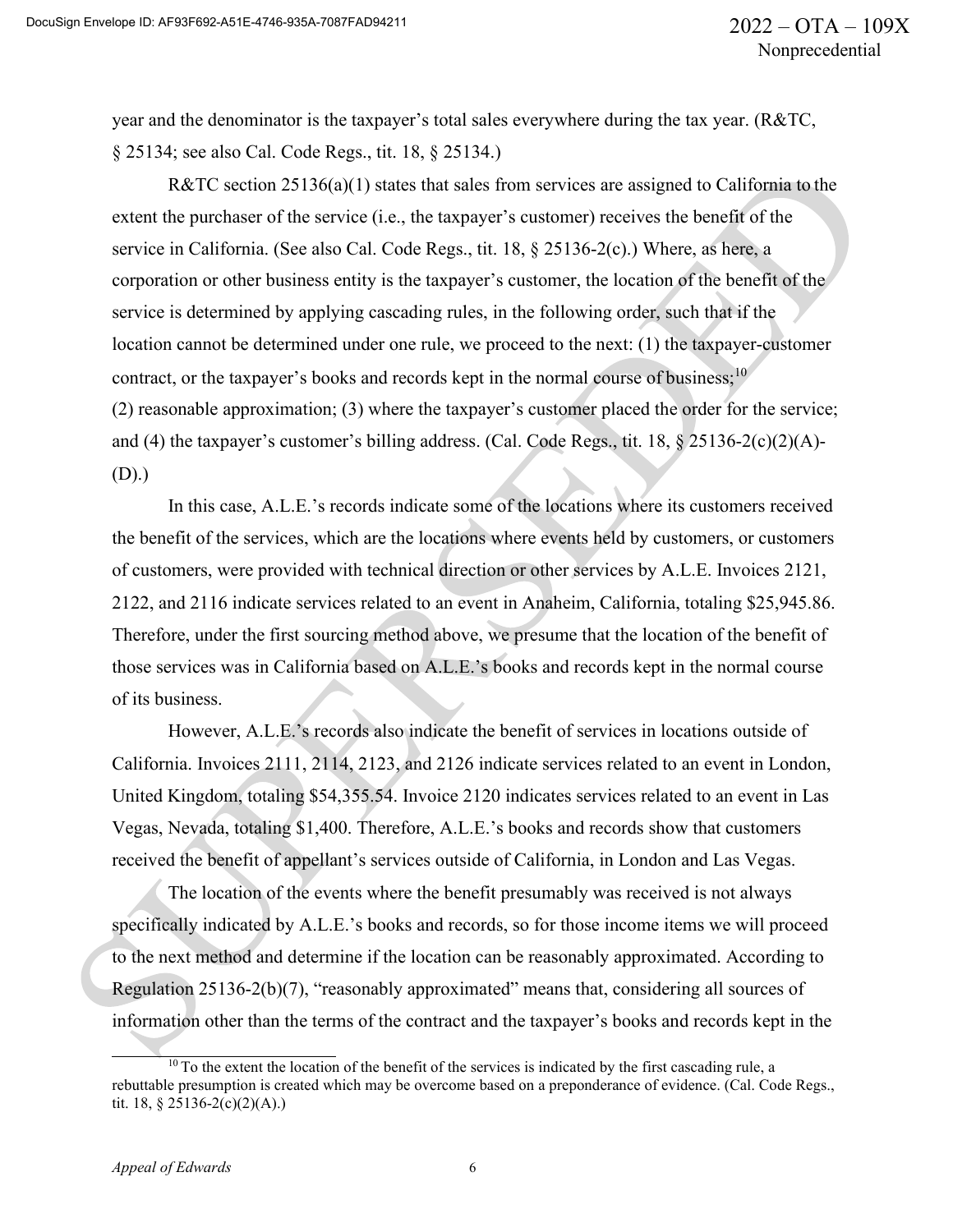year and the denominator is the taxpayer's total sales everywhere during the tax year. (R&TC, § 25134; see also Cal. Code Regs., tit. 18, § 25134.)

R&TC section 25136(a)(1) states that sales from services are assigned to California to the extent the purchaser of the service (i.e., the taxpayer's customer) receives the benefit of the service in California. (See also Cal. Code Regs., tit. 18, § 25136-2(c).) Where, as here, a corporation or other business entity is the taxpayer's customer, the location of the benefit of the service is determined by applying cascading rules, in the following order, such that if the location cannot be determined under one rule, we proceed to the next: (1) the taxpayer-customer contract, or the taxpayer's books and records kept in the normal course of business;[10] (2) reasonable approximation; (3) where the taxpayer's customer placed the order for the service; and (4) the taxpayer's customer's billing address. (Cal. Code Regs., tit. 18, § 25136-2(c)(2)(A)-(D).)

In this case, A.L.E.'s records indicate some of the locations where its customers received the benefit of the services, which are the locations where events held by customers, or customers of customers, were provided with technical direction or other services by A.L.E. Invoices 2121, 2122, and 2116 indicate services related to an event in Anaheim, California, totaling $25,945.86. Therefore, under the first sourcing method above, we presume that the location of the benefit of those services was in California based on A.L.E.'s books and records kept in the normal course of its business.

However, A.L.E.'s records also indicate the benefit of services in locations outside of California. Invoices 2111, 2114, 2123, and 2126 indicate services related to an event in London, United Kingdom, totaling $54,355.54. Invoice 2120 indicates services related to an event in Las Vegas, Nevada, totaling $1,400. Therefore, A.L.E.'s books and records show that customers received the benefit of appellant's services outside of California, in London and Las Vegas.

The location of the events where the benefit presumably was received is not always specifically indicated by A.L.E.'s books and records, so for those income items we will proceed to the next method and determine if the location can be reasonably approximated. According to Regulation 25136-2(b)(7), "reasonably approximated" means that, considering all sources of information other than the terms of the contract and the taxpayer's books and records kept in the

[10] To the extent the location of the benefit of the services is indicated by the first cascading rule, a rebuttable presumption is created which may be overcome based on a preponderance of evidence. (Cal. Code Regs., tit. 18, § 25136-2(c)(2)(A).)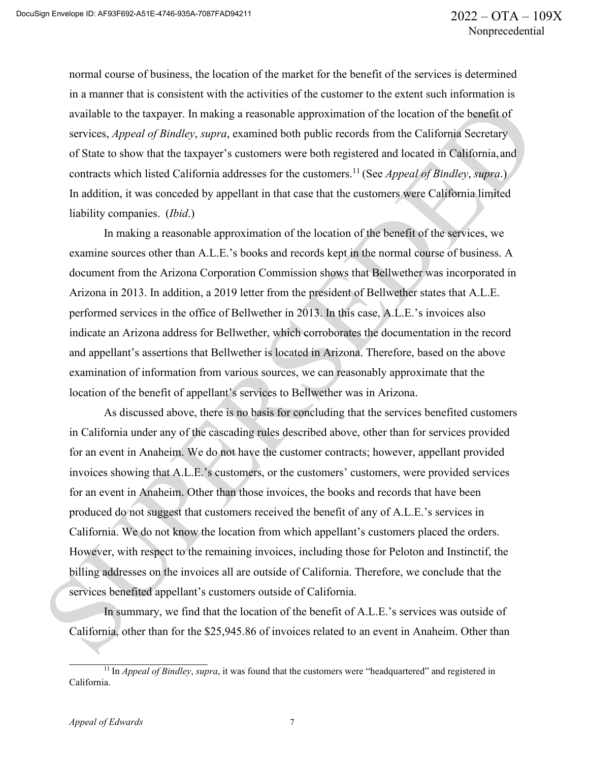normal course of business, the location of the market for the benefit of the services is determined in a manner that is consistent with the activities of the customer to the extent such information is available to the taxpayer. In making a reasonable approximation of the location of the benefit of services, *Appeal of Bindley*, *supra*, examined both public records from the California Secretary of State to show that the taxpayer's customers were both registered and located in California, and contracts which listed California addresses for the customers.[11] (See *Appeal of Bindley*, *supra*.) In addition, it was conceded by appellant in that case that the customers were California limited liability companies. (*Ibid*.)

In making a reasonable approximation of the location of the benefit of the services, we examine sources other than A.L.E.'s books and records kept in the normal course of business. A document from the Arizona Corporation Commission shows that Bellwether was incorporated in Arizona in 2013. In addition, a 2019 letter from the president of Bellwether states that A.L.E. performed services in the office of Bellwether in 2013. In this case, A.L.E.'s invoices also indicate an Arizona address for Bellwether, which corroborates the documentation in the record and appellant's assertions that Bellwether is located in Arizona. Therefore, based on the above examination of information from various sources, we can reasonably approximate that the location of the benefit of appellant's services to Bellwether was in Arizona.

As discussed above, there is no basis for concluding that the services benefited customers in California under any of the cascading rules described above, other than for services provided for an event in Anaheim. We do not have the customer contracts; however, appellant provided invoices showing that A.L.E.'s customers, or the customers' customers, were provided services for an event in Anaheim. Other than those invoices, the books and records that have been produced do not suggest that customers received the benefit of any of A.L.E.'s services in California. We do not know the location from which appellant's customers placed the orders. However, with respect to the remaining invoices, including those for Peloton and Instinctif, the billing addresses on the invoices all are outside of California. Therefore, we conclude that the services benefited appellant's customers outside of California.

In summary, we find that the location of the benefit of A.L.E.'s services was outside of California, other than for the $25,945.86 of invoices related to an event in Anaheim. Other than

[11] In *Appeal of Bindley*, *supra*, it was found that the customers were "headquartered" and registered in California.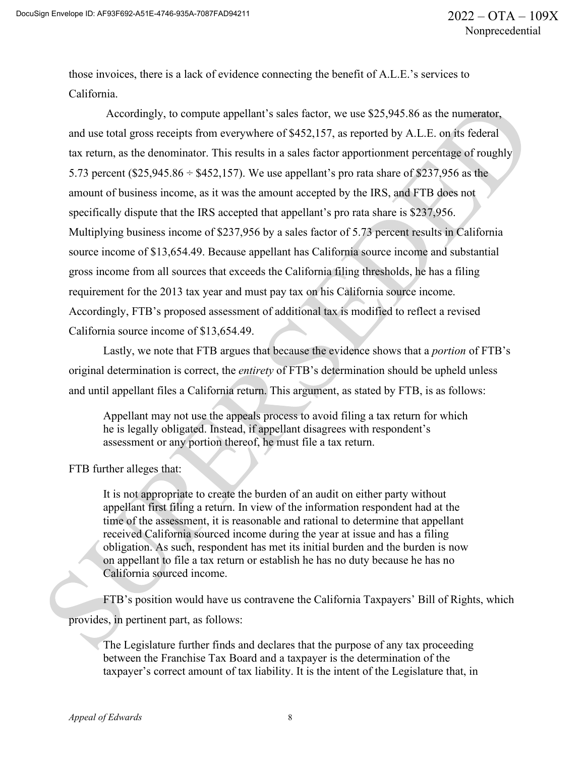those invoices, there is a lack of evidence connecting the benefit of A.L.E.'s services to California.

Accordingly, to compute appellant's sales factor, we use \$25,945.86 as the numerator, and use total gross receipts from everywhere of \$452,157, as reported by A.L.E. on its federal tax return, as the denominator. This results in a sales factor apportionment percentage of roughly 5.73 percent (\$25,945.86 ÷ \$452,157). We use appellant's pro rata share of \$237,956 as the amount of business income, as it was the amount accepted by the IRS, and FTB does not specifically dispute that the IRS accepted that appellant's pro rata share is \$237,956. Multiplying business income of \$237,956 by a sales factor of 5.73 percent results in California source income of \$13,654.49. Because appellant has California source income and substantial gross income from all sources that exceeds the California filing thresholds, he has a filing requirement for the 2013 tax year and must pay tax on his California source income. Accordingly, FTB's proposed assessment of additional tax is modified to reflect a revised California source income of \$13,654.49.

Lastly, we note that FTB argues that because the evidence shows that a *portion* of FTB's original determination is correct, the *entirety* of FTB's determination should be upheld unless and until appellant files a California return. This argument, as stated by FTB, is as follows:

> Appellant may not use the appeals process to avoid filing a tax return for which he is legally obligated. Instead, if appellant disagrees with respondent's assessment or any portion thereof, he must file a tax return.

FTB further alleges that:

> It is not appropriate to create the burden of an audit on either party without appellant first filing a return. In view of the information respondent had at the time of the assessment, it is reasonable and rational to determine that appellant received California sourced income during the year at issue and has a filing obligation. As such, respondent has met its initial burden and the burden is now on appellant to file a tax return or establish he has no duty because he has no California sourced income.

FTB's position would have us contravene the California Taxpayers' Bill of Rights, which provides, in pertinent part, as follows:

> The Legislature further finds and declares that the purpose of any tax proceeding between the Franchise Tax Board and a taxpayer is the determination of the taxpayer's correct amount of tax liability. It is the intent of the Legislature that, in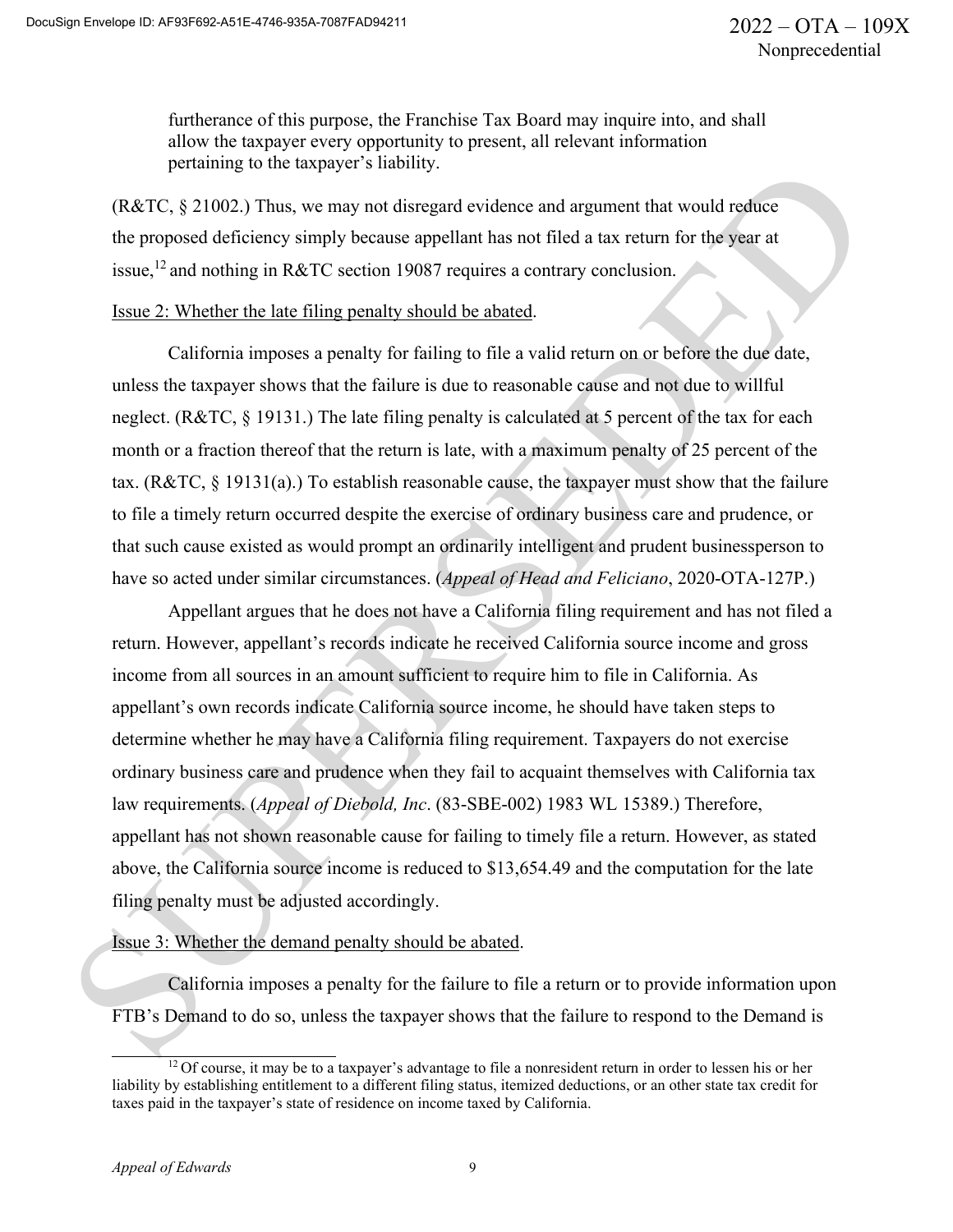furtherance of this purpose, the Franchise Tax Board may inquire into, and shall allow the taxpayer every opportunity to present, all relevant information pertaining to the taxpayer's liability.

(R&TC, § 21002.) Thus, we may not disregard evidence and argument that would reduce the proposed deficiency simply because appellant has not filed a tax return for the year at issue,[12] and nothing in R&TC section 19087 requires a contrary conclusion.

Issue 2: Whether the late filing penalty should be abated.

California imposes a penalty for failing to file a valid return on or before the due date, unless the taxpayer shows that the failure is due to reasonable cause and not due to willful neglect. (R&TC, § 19131.) The late filing penalty is calculated at 5 percent of the tax for each month or a fraction thereof that the return is late, with a maximum penalty of 25 percent of the tax. (R&TC, § 19131(a).) To establish reasonable cause, the taxpayer must show that the failure to file a timely return occurred despite the exercise of ordinary business care and prudence, or that such cause existed as would prompt an ordinarily intelligent and prudent businessperson to have so acted under similar circumstances. (*Appeal of Head and Feliciano*, 2020-OTA-127P.)

Appellant argues that he does not have a California filing requirement and has not filed a return. However, appellant's records indicate he received California source income and gross income from all sources in an amount sufficient to require him to file in California. As appellant's own records indicate California source income, he should have taken steps to determine whether he may have a California filing requirement. Taxpayers do not exercise ordinary business care and prudence when they fail to acquaint themselves with California tax law requirements. (*Appeal of Diebold, Inc*. (83-SBE-002) 1983 WL 15389.) Therefore, appellant has not shown reasonable cause for failing to timely file a return. However, as stated above, the California source income is reduced to $13,654.49 and the computation for the late filing penalty must be adjusted accordingly.

Issue 3: Whether the demand penalty should be abated.

California imposes a penalty for the failure to file a return or to provide information upon FTB's Demand to do so, unless the taxpayer shows that the failure to respond to the Demand is

[12] Of course, it may be to a taxpayer's advantage to file a nonresident return in order to lessen his or her liability by establishing entitlement to a different filing status, itemized deductions, or an other state tax credit for taxes paid in the taxpayer's state of residence on income taxed by California.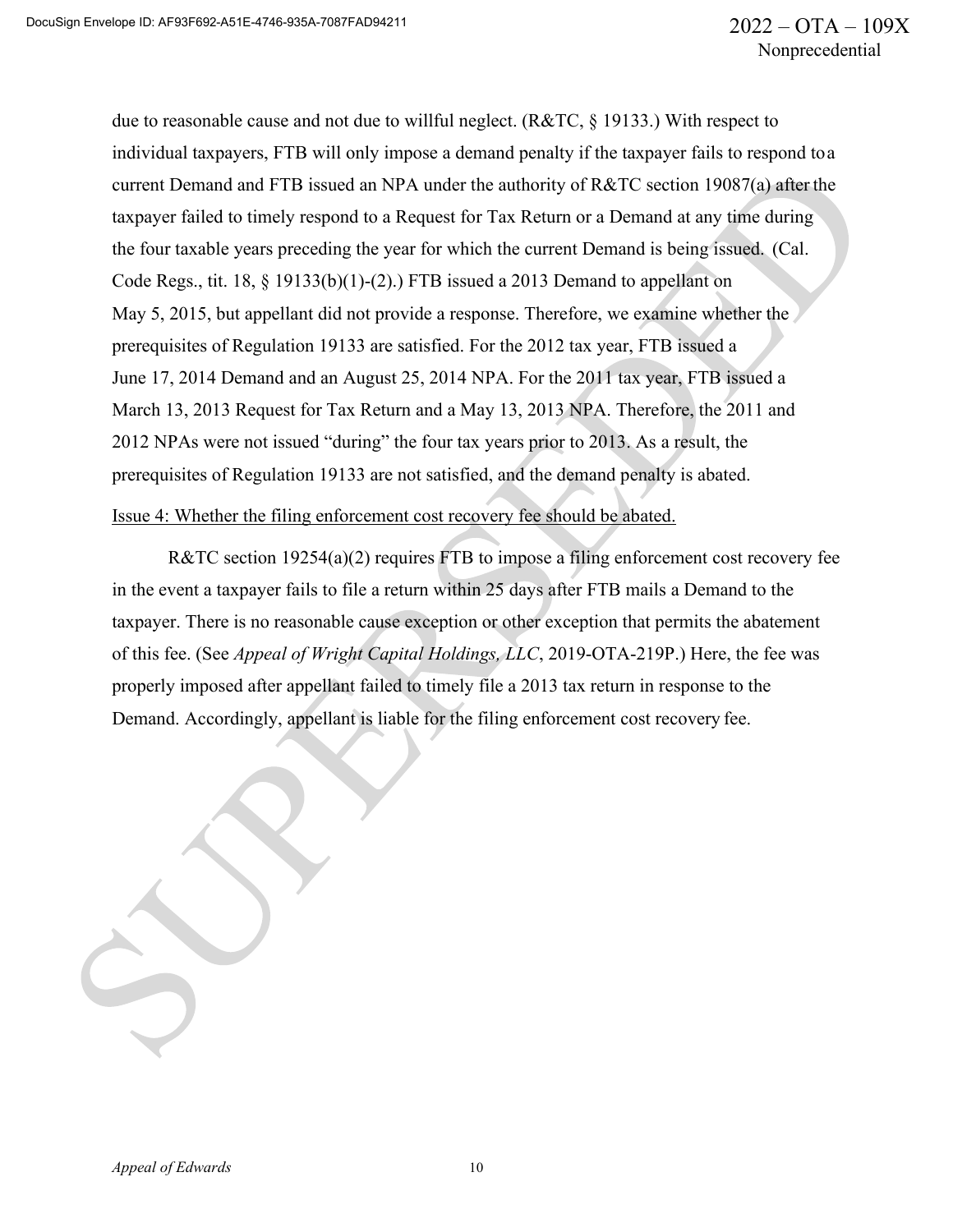due to reasonable cause and not due to willful neglect. (R&TC, § 19133.) With respect to individual taxpayers, FTB will only impose a demand penalty if the taxpayer fails to respond to a current Demand and FTB issued an NPA under the authority of R&TC section 19087(a) after the taxpayer failed to timely respond to a Request for Tax Return or a Demand at any time during the four taxable years preceding the year for which the current Demand is being issued. (Cal. Code Regs., tit. 18, § 19133(b)(1)-(2).) FTB issued a 2013 Demand to appellant on May 5, 2015, but appellant did not provide a response. Therefore, we examine whether the prerequisites of Regulation 19133 are satisfied. For the 2012 tax year, FTB issued a June 17, 2014 Demand and an August 25, 2014 NPA. For the 2011 tax year, FTB issued a March 13, 2013 Request for Tax Return and a May 13, 2013 NPA. Therefore, the 2011 and 2012 NPAs were not issued "during" the four tax years prior to 2013. As a result, the prerequisites of Regulation 19133 are not satisfied, and the demand penalty is abated.

Issue 4: Whether the filing enforcement cost recovery fee should be abated.

R&TC section 19254(a)(2) requires FTB to impose a filing enforcement cost recovery fee in the event a taxpayer fails to file a return within 25 days after FTB mails a Demand to the taxpayer. There is no reasonable cause exception or other exception that permits the abatement of this fee. (See *Appeal of Wright Capital Holdings, LLC*, 2019-OTA-219P.) Here, the fee was properly imposed after appellant failed to timely file a 2013 tax return in response to the Demand. Accordingly, appellant is liable for the filing enforcement cost recovery fee.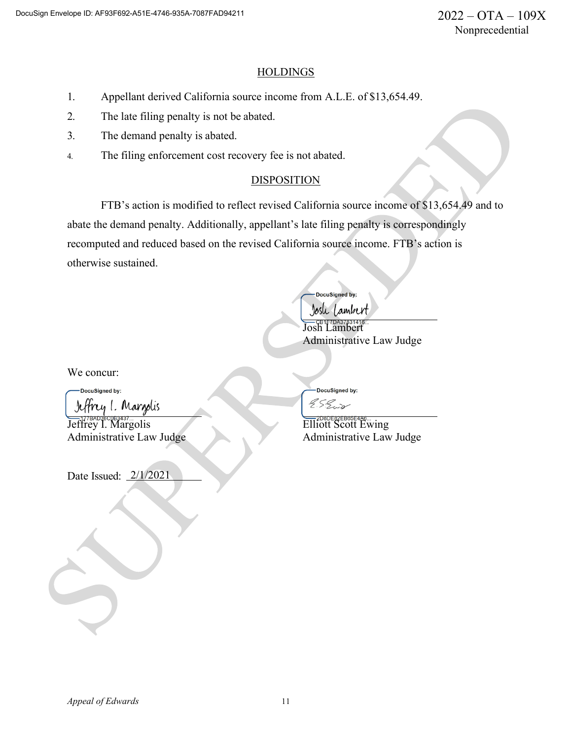## HOLDINGS

1. Appellant derived California source income from A.L.E. of $13,654.49.
2. The late filing penalty is not be abated.
3. The demand penalty is abated.
4. The filing enforcement cost recovery fee is not abated.

## DISPOSITION

FTB's action is modified to reflect revised California source income of $13,654.49 and to abate the demand penalty. Additionally, appellant's late filing penalty is correspondingly recomputed and reduced based on the revised California source income. FTB's action is otherwise sustained.

DocuSigned by:
Josh Lambert
Josh Lambert
Administrative Law Judge

We concur:

DocuSigned by:
Jeffrey I. Margolis
Jeffrey I. Margolis
Administrative Law Judge

DocuSigned by:
Elliott Scott Ewing
Administrative Law Judge

Date Issued: 2/1/2021